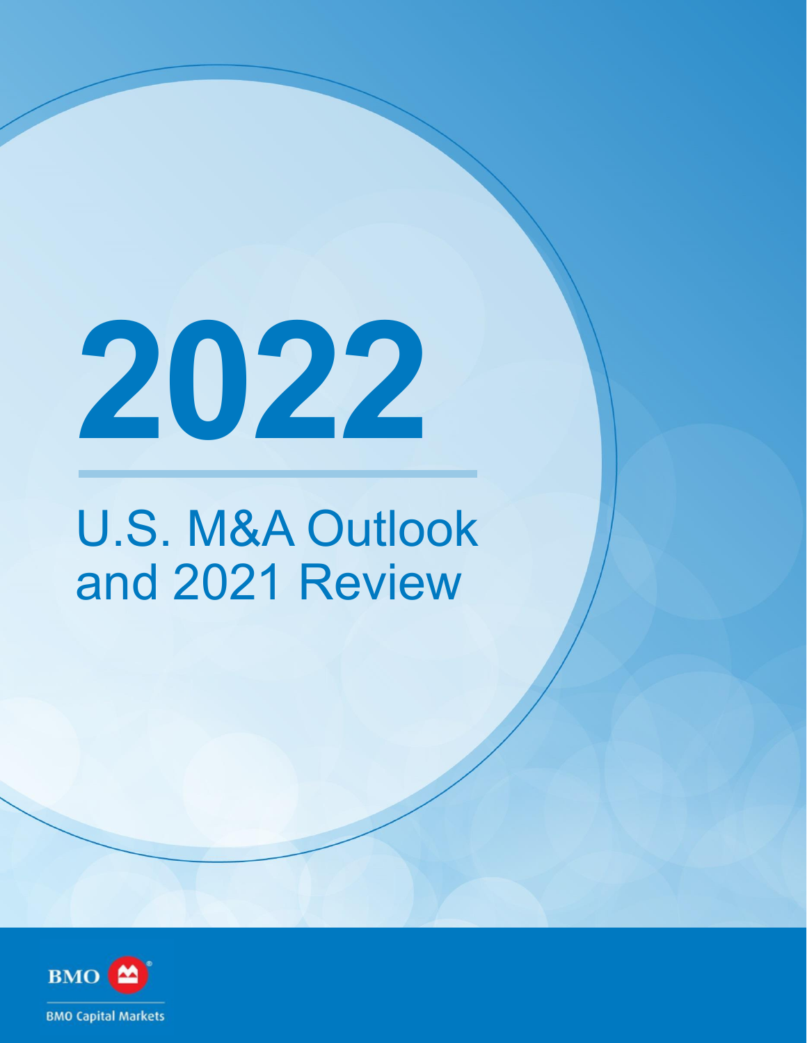# 2022

## U.S. M&A Outlook and 2021 Review

BMO Capital Markets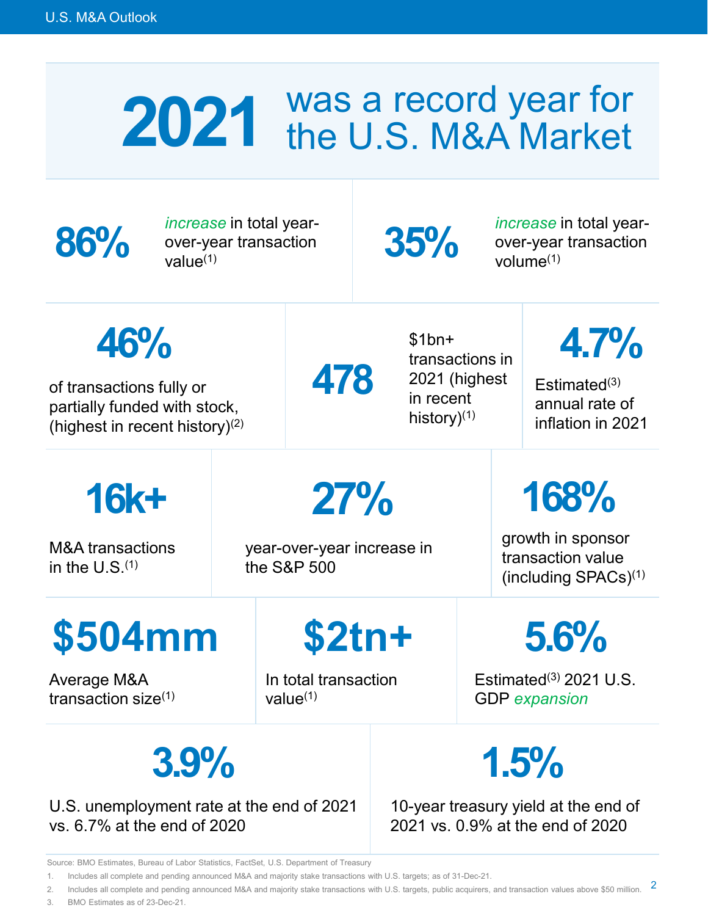U.S. M&A Outlook

# 2021 was a record year for the U.S. M&A Market

**86%** *increase* in total year-over-year transaction value[1]

**35%** *increase* in total year-over-year transaction volume[1]

**46%** of transactions fully or partially funded with stock, (highest in recent history)[2]

**478** $1bn+ transactions in 2021 (highest in recent history)[1]

**4.7%** Estimated[3] annual rate of inflation in 2021

**16k+** M&A transactions in the U.S.[1]

**27%** year-over-year increase in the S&P 500

**168%** growth in sponsor transaction value (including SPACs)[1]

**$504mm** Average M&A transaction size[1]

**$2tn+** In total transaction value[1]

**5.6%** Estimated[3] 2021 U.S. GDP *expansion*

**3.9%** U.S. unemployment rate at the end of 2021 vs. 6.7% at the end of 2020

**1.5%** 10-year treasury yield at the end of 2021 vs. 0.9% at the end of 2020

Source: BMO Estimates, Bureau of Labor Statistics, FactSet, U.S. Department of Treasury

1. Includes all complete and pending announced M&A and majority stake transactions with U.S. targets; as of 31-Dec-21.
2. Includes all complete and pending announced M&A and majority stake transactions with U.S. targets, public acquirers, and transaction values above $50 million.
3. BMO Estimates as of 23-Dec-21.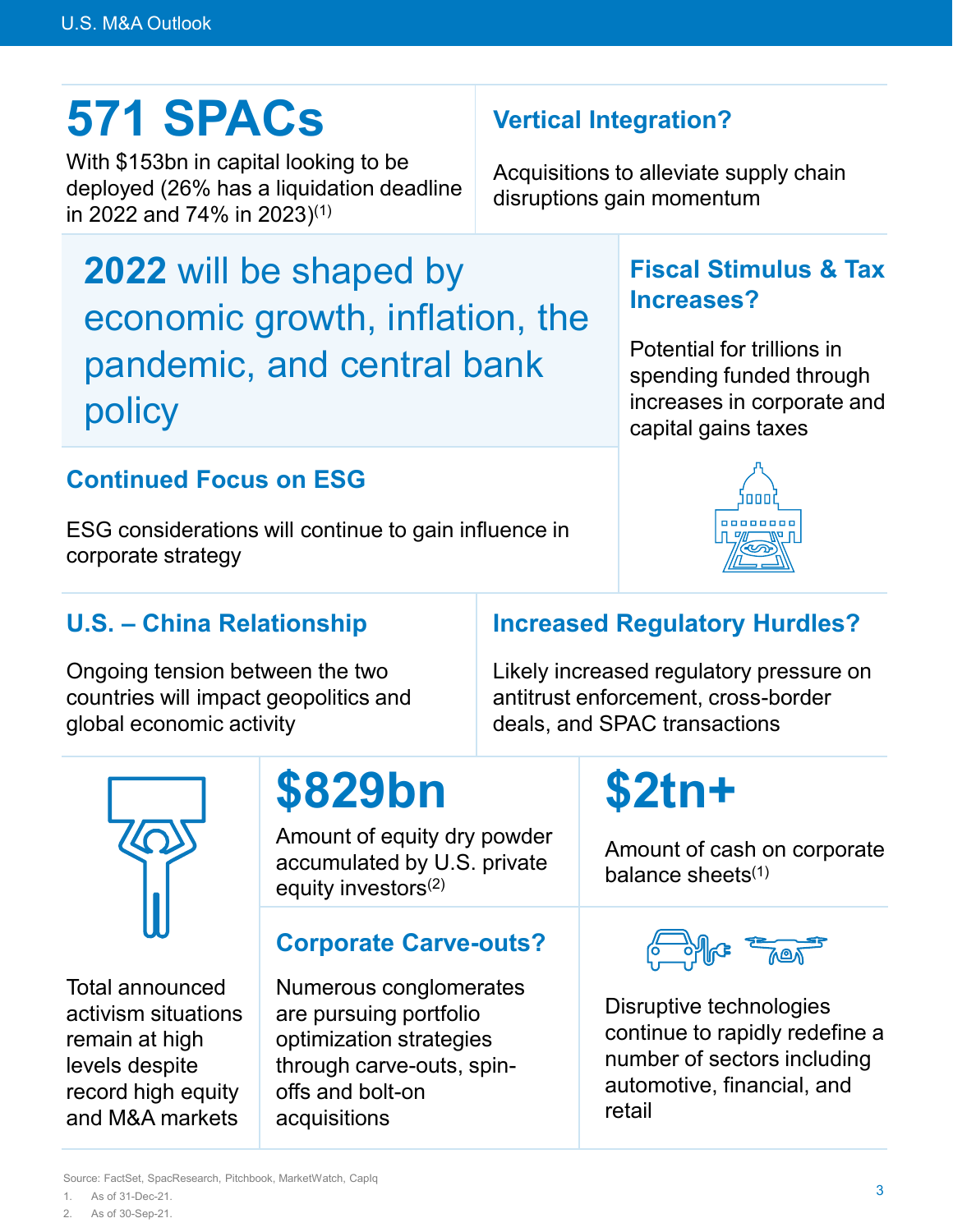## 571 SPACs

With $153bn in capital looking to be deployed (26% has a liquidation deadline in 2022 and 74% in 2023)[1]

### Vertical Integration?

Acquisitions to alleviate supply chain disruptions gain momentum

## **2022** will be shaped by economic growth, inflation, the pandemic, and central bank policy

### Fiscal Stimulus & Tax Increases?

Potential for trillions in spending funded through increases in corporate and capital gains taxes

### Continued Focus on ESG

ESG considerations will continue to gain influence in corporate strategy

### U.S. – China Relationship

Ongoing tension between the two countries will impact geopolitics and global economic activity

### Increased Regulatory Hurdles?

Likely increased regulatory pressure on antitrust enforcement, cross-border deals, and SPAC transactions

Total announced activism situations remain at high levels despite record high equity and M&A markets

## $829bn

Amount of equity dry powder accumulated by U.S. private equity investors[2]

## $2tn+

Amount of cash on corporate balance sheets[1]

### Corporate Carve-outs?

Numerous conglomerates are pursuing portfolio optimization strategies through carve-outs, spin-offs and bolt-on acquisitions

Disruptive technologies continue to rapidly redefine a number of sectors including automotive, financial, and retail

Source: FactSet, SpacResearch, Pitchbook, MarketWatch, CapIq

1. As of 31-Dec-21.
2. As of 30-Sep-21.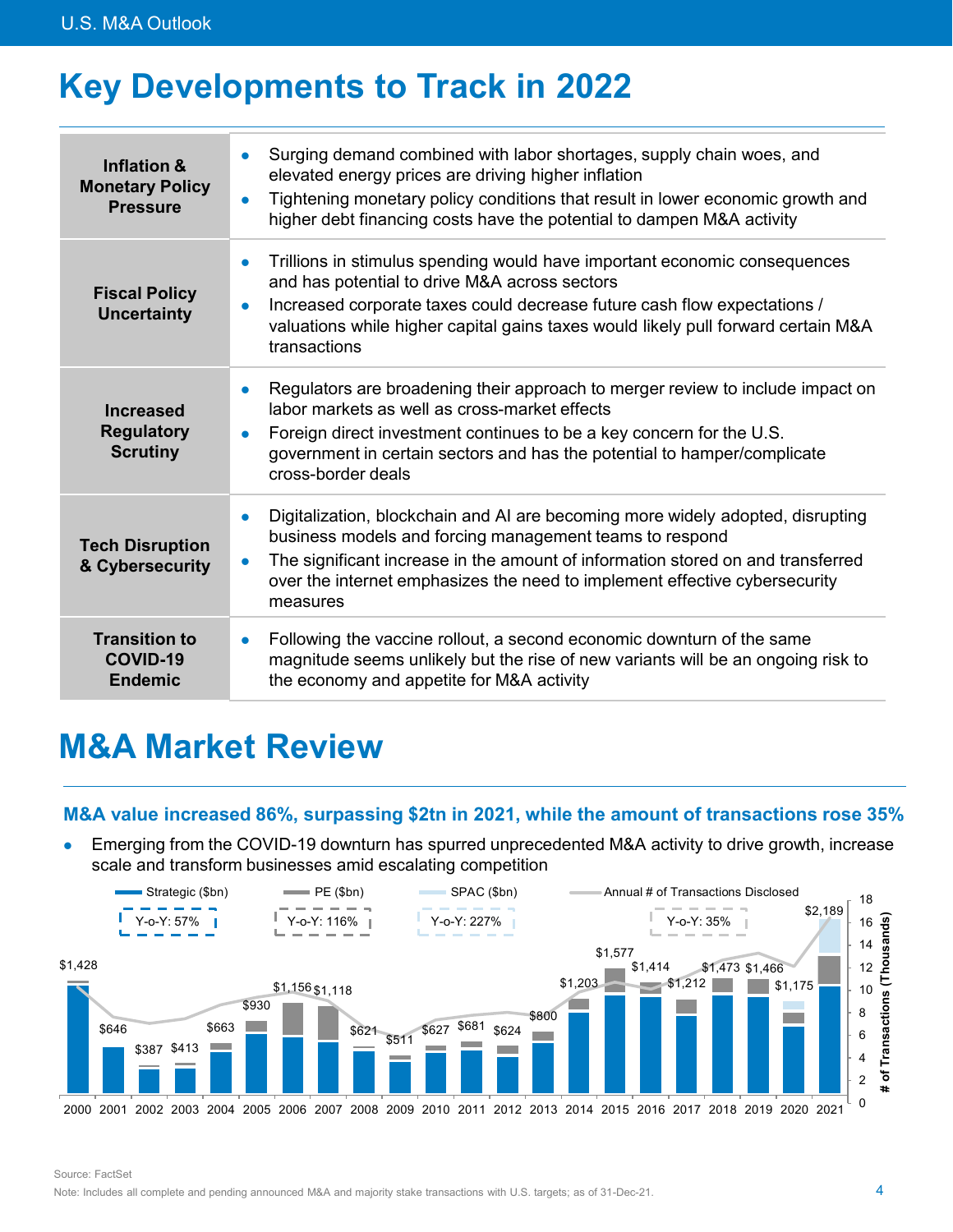# Key Developments to Track in 2022

| | |
|---|---|
| **Inflation & Monetary Policy Pressure** | • Surging demand combined with labor shortages, supply chain woes, and elevated energy prices are driving higher inflation<br>• Tightening monetary policy conditions that result in lower economic growth and higher debt financing costs have the potential to dampen M&A activity |
| **Fiscal Policy Uncertainty** | • Trillions in stimulus spending would have important economic consequences and has potential to drive M&A across sectors<br>• Increased corporate taxes could decrease future cash flow expectations / valuations while higher capital gains taxes would likely pull forward certain M&A transactions |
| **Increased Regulatory Scrutiny** | • Regulators are broadening their approach to merger review to include impact on labor markets as well as cross-market effects<br>• Foreign direct investment continues to be a key concern for the U.S. government in certain sectors and has the potential to hamper/complicate cross-border deals |
| **Tech Disruption & Cybersecurity** | • Digitalization, blockchain and AI are becoming more widely adopted, disrupting business models and forcing management teams to respond<br>• The significant increase in the amount of information stored on and transferred over the internet emphasizes the need to implement effective cybersecurity measures |
| **Transition to COVID-19 Endemic** | • Following the vaccine rollout, a second economic downturn of the same magnitude seems unlikely but the rise of new variants will be an ongoing risk to the economy and appetite for M&A activity |

# M&A Market Review

### M&A value increased 86%, surpassing $2tn in 2021, while the amount of transactions rose 35%

- Emerging from the COVID-19 downturn has spurred unprecedented M&A activity to drive growth, increase scale and transform businesses amid escalating competition

Legend: Strategic ($bn) — Y-o-Y: 57%; PE ($bn) — Y-o-Y: 116%; SPAC ($bn) — Y-o-Y: 227%; Annual # of Transactions Disclosed — Y-o-Y: 35%

| Year | 2000 | 2001 | 2002 | 2003 | 2004 | 2005 | 2006 | 2007 | 2008 | 2009 | 2010 | 2011 | 2012 | 2013 | 2014 | 2015 | 2016 | 2017 | 2018 | 2019 | 2020 | 2021 |
|---|---|---|---|---|---|---|---|---|---|---|---|---|---|---|---|---|---|---|---|---|---|---|
| Total M&A Value ($bn) | $1,428 | $646 | $387 | $413 | $663 | $930 | $1,156 | $1,118 | $621 | $511 | $627 | $681 | $624 | $800 | $1,203 | $1,577 | $1,414 | $1,212 | $1,473 | $1,466 | $1,175 | $2,189 |

Right axis: # of Transactions (Thousands), 0–18

Source: FactSet

Note: Includes all complete and pending announced M&A and majority stake transactions with U.S. targets; as of 31-Dec-21.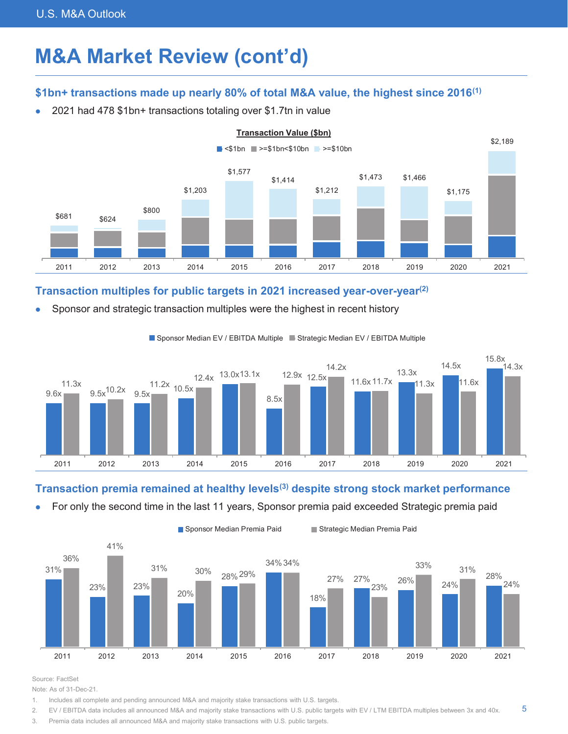# M&A Market Review (cont'd)

## $1bn+ transactions made up nearly 80% of total M&A value, the highest since 2016[1]

- 2021 had 478 $1bn+ transactions totaling over $1.7tn in value

**Transaction Value ($bn)**

| Year | 2011 | 2012 | 2013 | 2014 | 2015 | 2016 | 2017 | 2018 | 2019 | 2020 | 2021 |
|---|---|---|---|---|---|---|---|---|---|---|---|
| Total | $681 | $624 | $800 | $1,203 | $1,577 | $1,414 | $1,212 | $1,473 | $1,466 | $1,175 | $2,189 |

Legend: <$1bn, >=$1bn<$10bn, >=$10bn

## Transaction multiples for public targets in 2021 increased year-over-year[2]

- Sponsor and strategic transaction multiples were the highest in recent history

| Year | Sponsor Median EV / EBITDA Multiple | Strategic Median EV / EBITDA Multiple |
|---|---|---|
| 2011 | 9.6x | 11.3x |
| 2012 | 9.5x | 10.2x |
| 2013 | 9.5x | 11.2x |
| 2014 | 10.5x | 12.4x |
| 2015 | 13.0x | 13.1x |
| 2016 | 8.5x | 12.9x |
| 2017 | 12.5x | 14.2x |
| 2018 | 11.6x | 11.7x |
| 2019 | 13.3x | 11.3x |
| 2020 | 14.5x | 11.6x |
| 2021 | 15.8x | 14.3x |

## Transaction premia remained at healthy levels[3] despite strong stock market performance

- For only the second time in the last 11 years, Sponsor premia paid exceeded Strategic premia paid

| Year | Sponsor Median Premia Paid | Strategic Median Premia Paid |
|---|---|---|
| 2011 | 31% | 36% |
| 2012 | 23% | 41% |
| 2013 | 23% | 31% |
| 2014 | 20% | 30% |
| 2015 | 28% | 29% |
| 2016 | 34% | 34% |
| 2017 | 18% | 27% |
| 2018 | 27% | 23% |
| 2019 | 26% | 33% |
| 2020 | 24% | 31% |
| 2021 | 28% | 24% |

Source: FactSet

Note: As of 31-Dec-21.

1. Includes all complete and pending announced M&A and majority stake transactions with U.S. targets.
2. EV / EBITDA data includes all announced M&A and majority stake transactions with U.S. public targets with EV / LTM EBITDA multiples between 3x and 40x.
3. Premia data includes all announced M&A and majority stake transactions with U.S. public targets.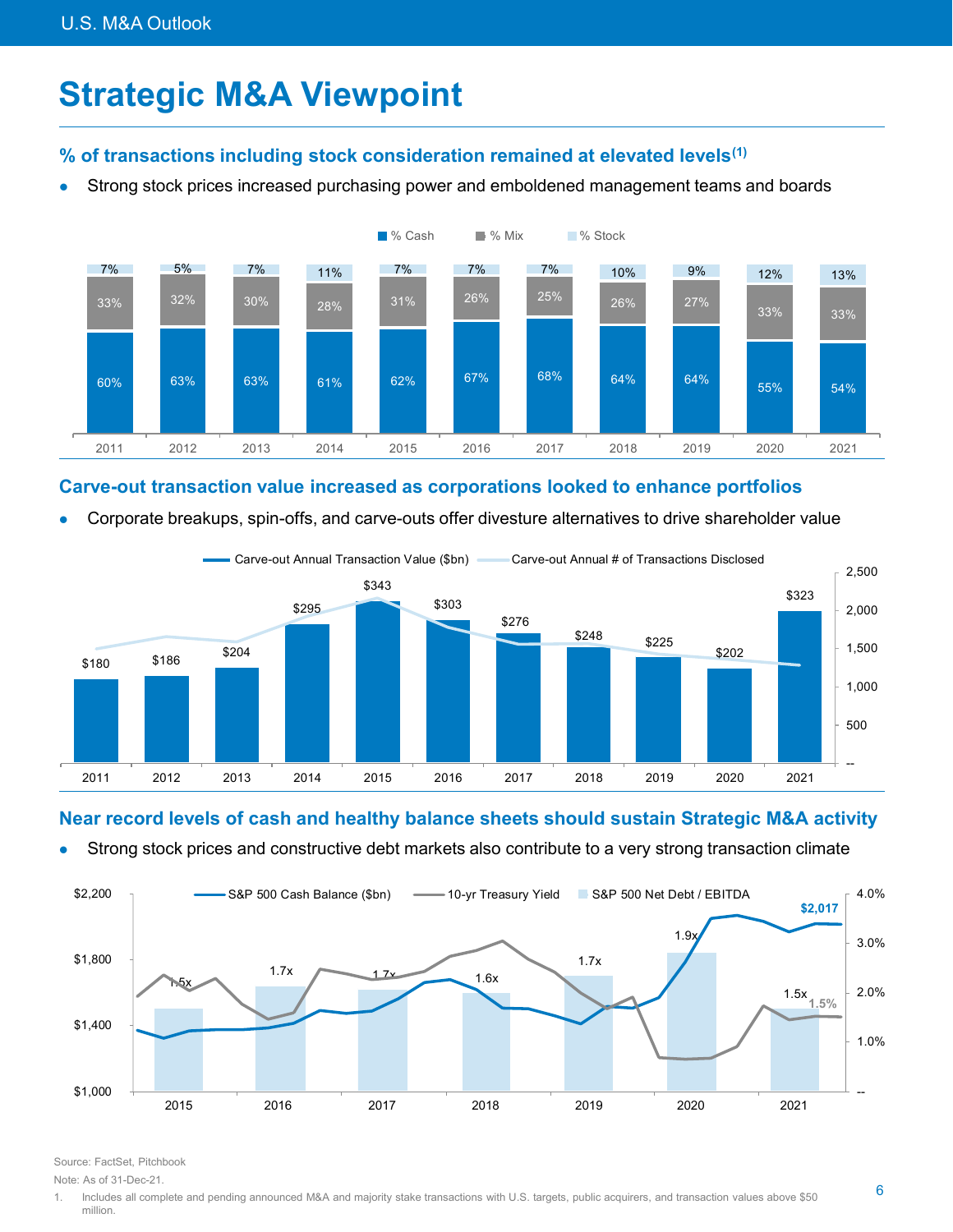# Strategic M&A Viewpoint

## % of transactions including stock consideration remained at elevated levels[1]

- Strong stock prices increased purchasing power and emboldened management teams and boards

| Year | % Cash | % Mix | % Stock |
|---|---|---|---|
| 2011 | 60% | 33% | 7% |
| 2012 | 63% | 32% | 5% |
| 2013 | 63% | 30% | 7% |
| 2014 | 61% | 28% | 11% |
| 2015 | 62% | 31% | 7% |
| 2016 | 67% | 26% | 7% |
| 2017 | 68% | 25% | 7% |
| 2018 | 64% | 26% | 10% |
| 2019 | 64% | 27% | 9% |
| 2020 | 55% | 33% | 12% |
| 2021 | 54% | 33% | 13% |

## Carve-out transaction value increased as corporations looked to enhance portfolios

- Corporate breakups, spin-offs, and carve-outs offer divesture alternatives to drive shareholder value

| Year | Carve-out Annual Transaction Value ($bn) |
|---|---|
| 2011 | $180 |
| 2012 | $186 |
| 2013 | $204 |
| 2014 | $295 |
| 2015 | $343 |
| 2016 | $303 |
| 2017 | $276 |
| 2018 | $248 |
| 2019 | $225 |
| 2020 | $202 |
| 2021 | $323 |

## Near record levels of cash and healthy balance sheets should sustain Strategic M&A activity

- Strong stock prices and constructive debt markets also contribute to a very strong transaction climate

| Year | S&P 500 Net Debt / EBITDA |
|---|---|
| 2015 | 1.5x |
| 2016 | 1.7x |
| 2017 | 1.7x |
| 2018 | 1.6x |
| 2019 | 1.7x |
| 2020 | 1.9x |
| 2021 | 1.5x |

S&P 500 Cash Balance (latest): $2,017bn; 10-yr Treasury Yield (latest): 1.5%

Source: FactSet, Pitchbook

Note: As of 31-Dec-21.

1. Includes all complete and pending announced M&A and majority stake transactions with U.S. targets, public acquirers, and transaction values above $50 million.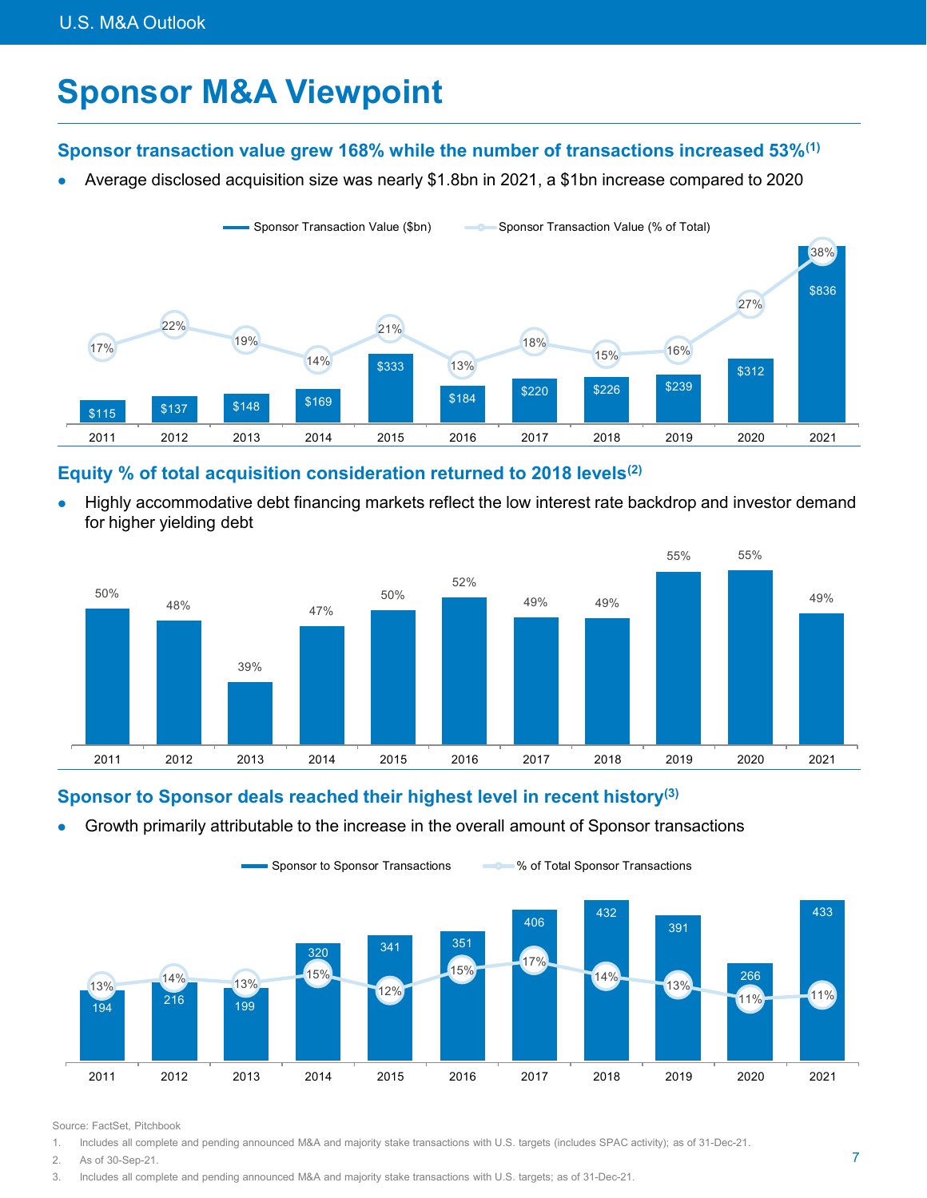# Sponsor M&A Viewpoint

### Sponsor transaction value grew 168% while the number of transactions increased 53%[1]

- Average disclosed acquisition size was nearly $1.8bn in 2021, a $1bn increase compared to 2020

| | 2011 | 2012 | 2013 | 2014 | 2015 | 2016 | 2017 | 2018 | 2019 | 2020 | 2021 |
|---|---|---|---|---|---|---|---|---|---|---|---|
| Sponsor Transaction Value ($bn) | $115 | $137 | $148 | $169 | $333 | $184 | $220 | $226 | $239 | $312 | $836 |
| Sponsor Transaction Value (% of Total) | 17% | 22% | 19% | 14% | 21% | 13% | 18% | 15% | 16% | 27% | 38% |

### Equity % of total acquisition consideration returned to 2018 levels[2]

- Highly accommodative debt financing markets reflect the low interest rate backdrop and investor demand for higher yielding debt

| 2011 | 2012 | 2013 | 2014 | 2015 | 2016 | 2017 | 2018 | 2019 | 2020 | 2021 |
|---|---|---|---|---|---|---|---|---|---|---|
| 50% | 48% | 39% | 47% | 50% | 52% | 49% | 49% | 55% | 55% | 49% |

### Sponsor to Sponsor deals reached their highest level in recent history[3]

- Growth primarily attributable to the increase in the overall amount of Sponsor transactions

| | 2011 | 2012 | 2013 | 2014 | 2015 | 2016 | 2017 | 2018 | 2019 | 2020 | 2021 |
|---|---|---|---|---|---|---|---|---|---|---|---|
| Sponsor to Sponsor Transactions | 194 | 216 | 199 | 320 | 341 | 351 | 406 | 432 | 391 | 266 | 433 |
| % of Total Sponsor Transactions | 13% | 14% | 13% | 15% | 12% | 15% | 17% | 14% | 13% | 11% | 11% |

Source: FactSet, Pitchbook

1. Includes all complete and pending announced M&A and majority stake transactions with U.S. targets (includes SPAC activity); as of 31-Dec-21.
2. As of 30-Sep-21.
3. Includes all complete and pending announced M&A and majority stake transactions with U.S. targets; as of 31-Dec-21.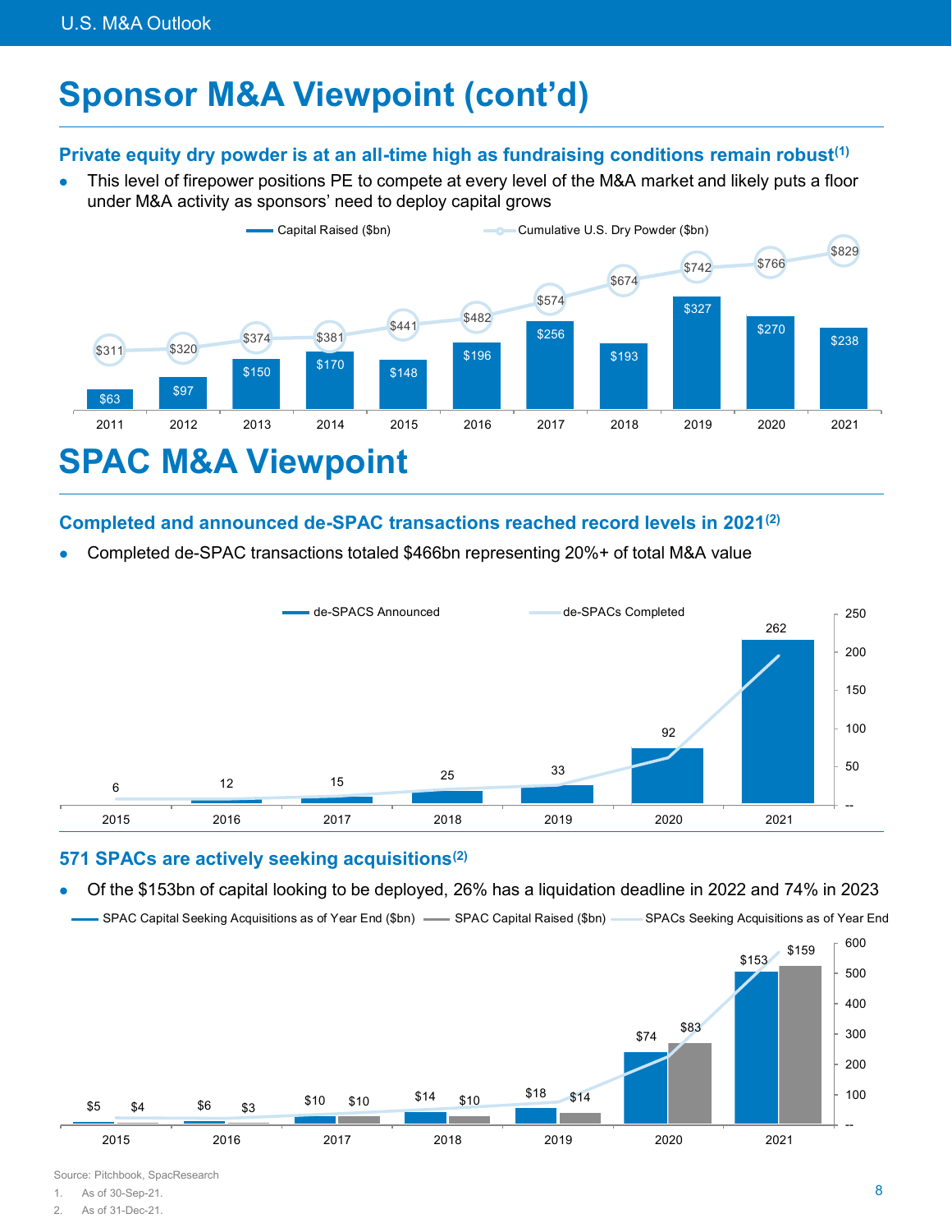# Sponsor M&A Viewpoint (cont'd)

### Private equity dry powder is at an all-time high as fundraising conditions remain robust[1]

- This level of firepower positions PE to compete at every level of the M&A market and likely puts a floor under M&A activity as sponsors' need to deploy capital grows

| | 2011 | 2012 | 2013 | 2014 | 2015 | 2016 | 2017 | 2018 | 2019 | 2020 | 2021 |
|---|---|---|---|---|---|---|---|---|---|---|---|
| Capital Raised ($bn) | $63 | $97 | $150 | $170 | $148 | $196 | $256 | $193 | $327 | $270 | $238 |
| Cumulative U.S. Dry Powder ($bn) | $311 | $320 | $374 | $381 | $441 | $482 | $574 | $674 | $742 | $766 | $829 |

# SPAC M&A Viewpoint

### Completed and announced de-SPAC transactions reached record levels in 2021[2]

- Completed de-SPAC transactions totaled $466bn representing 20%+ of total M&A value

| | 2015 | 2016 | 2017 | 2018 | 2019 | 2020 | 2021 |
|---|---|---|---|---|---|---|---|
| de-SPACS Announced | 6 | 12 | 15 | 25 | 33 | 92 | 262 |

### 571 SPACs are actively seeking acquisitions[2]

- Of the $153bn of capital looking to be deployed, 26% has a liquidation deadline in 2022 and 74% in 2023

| | 2015 | 2016 | 2017 | 2018 | 2019 | 2020 | 2021 |
|---|---|---|---|---|---|---|---|
| SPAC Capital Seeking Acquisitions as of Year End ($bn) | $5 | $6 | $10 | $14 | $18 | $74 | $153 |
| SPAC Capital Raised ($bn) | $4 | $3 | $10 | $10 | $14 | $83 | $159 |

Source: Pitchbook, SpacResearch

1. As of 30-Sep-21.
2. As of 31-Dec-21.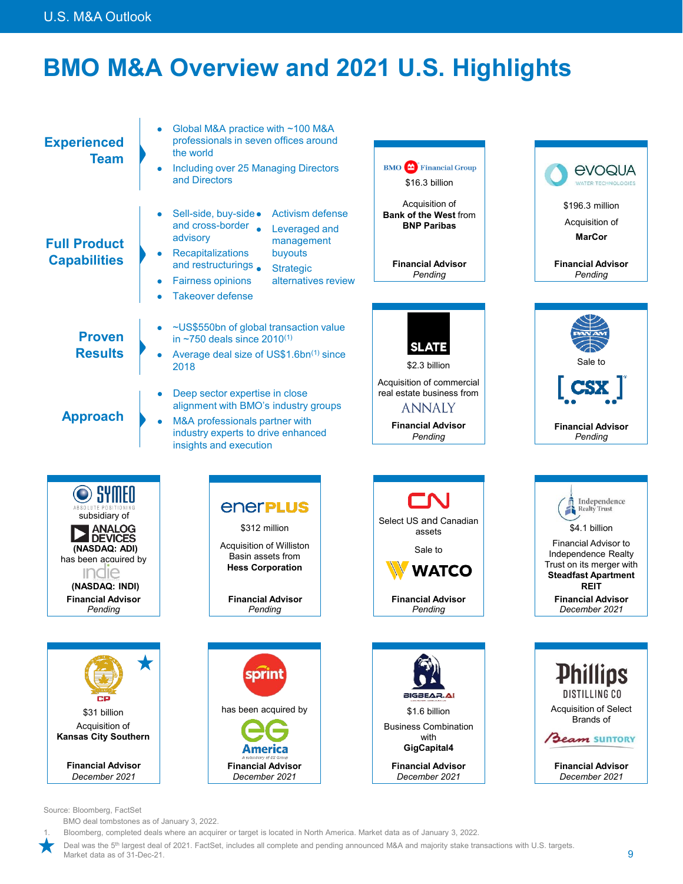# BMO M&A Overview and 2021 U.S. Highlights

## Experienced Team

- Global M&A practice with ~100 M&A professionals in seven offices around the world
- Including over 25 Managing Directors and Directors

## Full Product Capabilities

- Sell-side, buy-side and cross-border advisory
- Recapitalizations and restructurings
- Fairness opinions
- Takeover defense
- Activism defense
- Leveraged and management buyouts
- Strategic alternatives review

## Proven Results

- ~US$550bn of global transaction value in ~750 deals since 2010[1]
- Average deal size of US$1.6bn[1] since 2018

## Approach

- Deep sector expertise in close alignment with BMO's industry groups
- M&A professionals partner with industry experts to drive enhanced insights and execution

---

**BMO Financial Group**
$16.3 billion
Acquisition of **Bank of the West** from **BNP Paribas**
**Financial Advisor**
*Pending*

**Evoqua Water Technologies**
$196.3 million
Acquisition of **MarCor**
**Financial Advisor**
*Pending*

**SLATE**
$2.3 billion
Acquisition of commercial real estate business from ANNALY
**Financial Advisor**
*Pending*

**Pan Am**
Sale to CSX
**Financial Advisor**
*Pending*

**Symeo** Absolute Positioning
subsidiary of Analog Devices
**(NASDAQ: ADI)**
has been acquired by indie
**(NASDAQ: INDI)**
**Financial Advisor**
*Pending*

**enerPLUS**
$312 million
Acquisition of Williston Basin assets from **Hess Corporation**
**Financial Advisor**
*Pending*

**CN**
Select US and Canadian assets
Sale to WATCO
**Financial Advisor**
*Pending*

**Independence Realty Trust**
$4.1 billion
Financial Advisor to Independence Realty Trust on its merger with **Steadfast Apartment REIT**
**Financial Advisor**
*December 2021*

**CP** ★
$31 billion
Acquisition of **Kansas City Southern**
**Financial Advisor**
*December 2021*

**sprint**
has been acquired by eG America
**Financial Advisor**
*December 2021*

**BIGBEAR.AI**
$1.6 billion
Business Combination with **GigCapital4**
**Financial Advisor**
*December 2021*

**Phillips Distilling Co**
Acquisition of Select Brands of Beam Suntory
**Financial Advisor**
*December 2021*

---

Source: Bloomberg, FactSet

BMO deal tombstones as of January 3, 2022.

1. Bloomberg, completed deals where an acquirer or target is located in North America. Market data as of January 3, 2022.

★ Deal was the 5th largest deal of 2021. FactSet, includes all complete and pending announced M&A and majority stake transactions with U.S. targets. Market data as of 31-Dec-21.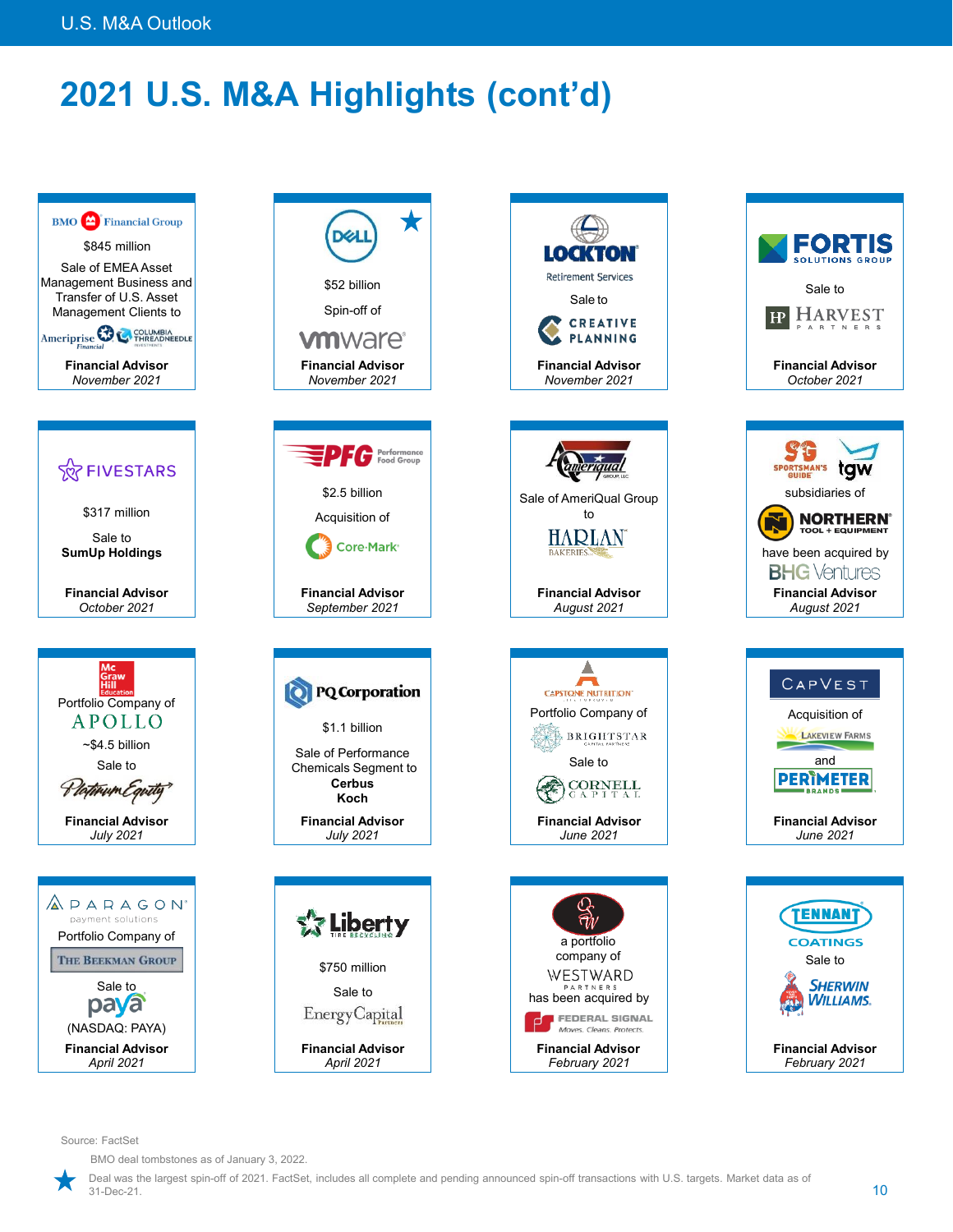# 2021 U.S. M&A Highlights (cont'd)

**BMO Financial Group**
$845 million
Sale of EMEA Asset Management Business and Transfer of U.S. Asset Management Clients to
Ameriprise Financial / Columbia Threadneedle Investments
**Financial Advisor**
*November 2021*

**DELL** ★
$52 billion
Spin-off of
vmware
**Financial Advisor**
*November 2021*

**LOCKTON Retirement Services**
Sale to
CREATIVE PLANNING
**Financial Advisor**
*November 2021*

**FORTIS SOLUTIONS GROUP**
Sale to
HARVEST PARTNERS
**Financial Advisor**
*October 2021*

**FIVESTARS**
$317 million
Sale to
**SumUp Holdings**
**Financial Advisor**
*October 2021*

**PFG Performance Food Group**
$2.5 billion
Acquisition of
Core-Mark
**Financial Advisor**
*September 2021*

**Ameriqual Group, LLC**
Sale of AmeriQual Group to
HARLAN BAKERIES
**Financial Advisor**
*August 2021*

**SPORTSMAN'S GUIDE / tgw**
subsidiaries of
NORTHERN TOOL + EQUIPMENT
have been acquired by
BHG Ventures
**Financial Advisor**
*August 2021*

**McGraw Hill Education**
Portfolio Company of
APOLLO
~$4.5 billion
Sale to
Platinum Equity
**Financial Advisor**
*July 2021*

**PQ Corporation**
$1.1 billion
Sale of Performance Chemicals Segment to
**Cerbus**
**Koch**
**Financial Advisor**
*July 2021*

**CAPSTONE NUTRITION**
Portfolio Company of
BRIGHTSTAR CAPITAL PARTNERS
Sale to
CORNELL CAPITAL
**Financial Advisor**
*June 2021*

**CAPVEST**
Acquisition of
LAKEVIEW FARMS
and
PERIMETER BRANDS
**Financial Advisor**
*June 2021*

**PARAGON payment solutions**
Portfolio Company of
THE BEEKMAN GROUP
Sale to
paya
(NASDAQ: PAYA)
**Financial Advisor**
*April 2021*

**Liberty Tire Recycling**
$750 million
Sale to
EnergyCapital Partners
**Financial Advisor**
*April 2021*

a portfolio company of
WESTWARD PARTNERS
has been acquired by
FEDERAL SIGNAL Moves. Cleans. Protects.
**Financial Advisor**
*February 2021*

**TENNANT COATINGS**
Sale to
SHERWIN WILLIAMS.
**Financial Advisor**
*February 2021*

Source: FactSet

BMO deal tombstones as of January 3, 2022.

★ Deal was the largest spin-off of 2021. FactSet, includes all complete and pending announced spin-off transactions with U.S. targets. Market data as of 31-Dec-21.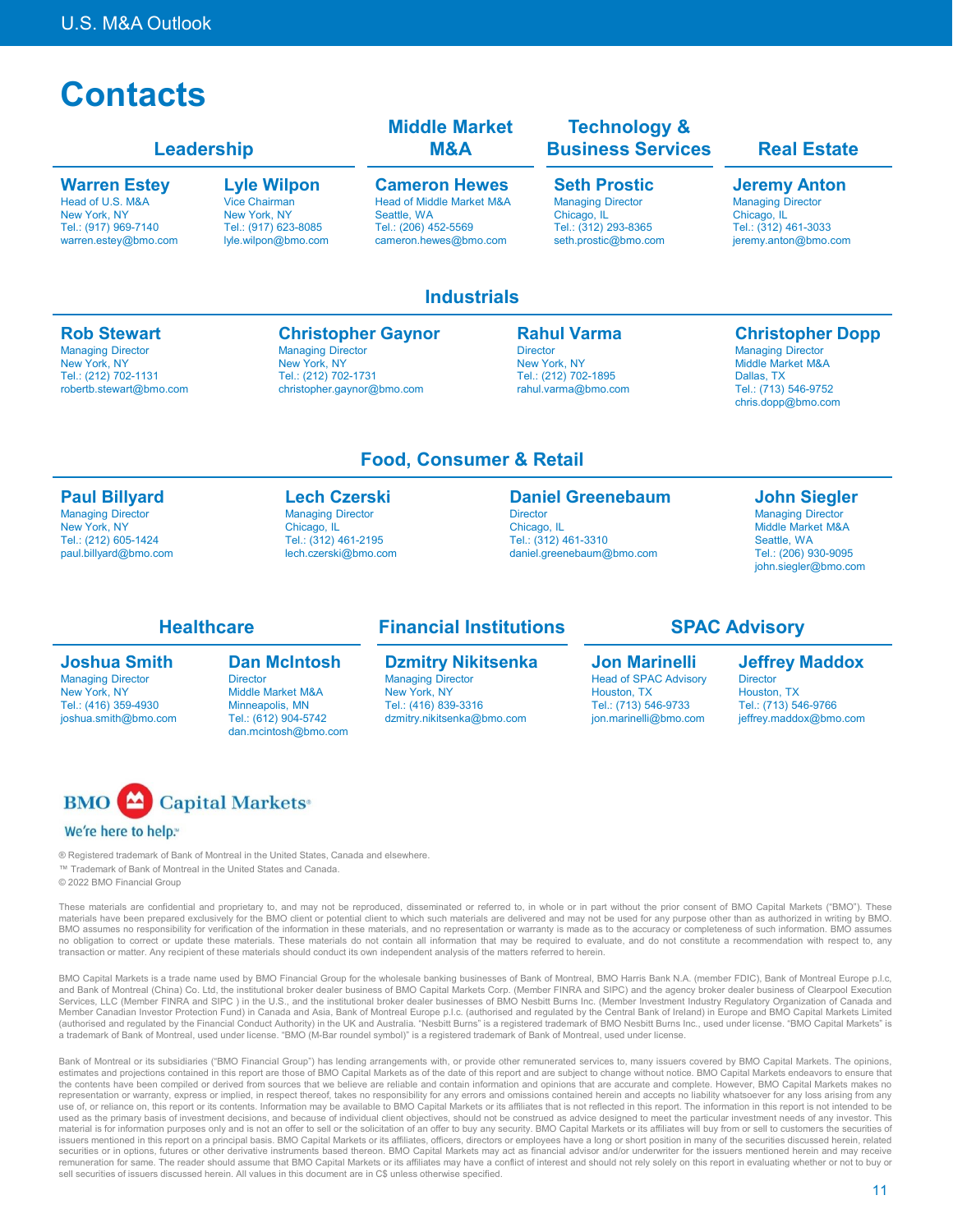# Contacts

## Leadership

**Warren Estey**
Head of U.S. M&A
New York, NY
Tel.: (917) 969-7140
warren.estey@bmo.com

**Lyle Wilpon**
Vice Chairman
New York, NY
Tel.: (917) 623-8085
lyle.wilpon@bmo.com

## Middle Market M&A

**Cameron Hewes**
Head of Middle Market M&A
Seattle, WA
Tel.: (206) 452-5569
cameron.hewes@bmo.com

## Technology & Business Services

**Seth Prostic**
Managing Director
Chicago, IL
Tel.: (312) 293-8365
seth.prostic@bmo.com

## Real Estate

**Jeremy Anton**
Managing Director
Chicago, IL
Tel.: (312) 461-3033
jeremy.anton@bmo.com

## Industrials

**Rob Stewart**
Managing Director
New York, NY
Tel.: (212) 702-1131
robertb.stewart@bmo.com

**Christopher Gaynor**
Managing Director
New York, NY
Tel.: (212) 702-1731
christopher.gaynor@bmo.com

**Rahul Varma**
Director
New York, NY
Tel.: (212) 702-1895
rahul.varma@bmo.com

**Christopher Dopp**
Managing Director
Middle Market M&A
Dallas, TX
Tel.: (713) 546-9752
chris.dopp@bmo.com

## Food, Consumer & Retail

**Paul Billyard**
Managing Director
New York, NY
Tel.: (212) 605-1424
paul.billyard@bmo.com

**Lech Czerski**
Managing Director
Chicago, IL
Tel.: (312) 461-2195
lech.czerski@bmo.com

**Daniel Greenebaum**
Director
Chicago, IL
Tel.: (312) 461-3310
daniel.greenebaum@bmo.com

**John Siegler**
Managing Director
Middle Market M&A
Seattle, WA
Tel.: (206) 930-9095
john.siegler@bmo.com

## Healthcare

**Joshua Smith**
Managing Director
New York, NY
Tel.: (416) 359-4930
joshua.smith@bmo.com

**Dan McIntosh**
Director
Middle Market M&A
Minneapolis, MN
Tel.: (612) 904-5742
dan.mcintosh@bmo.com

## Financial Institutions

**Dzmitry Nikitsenka**
Managing Director
New York, NY
Tel.: (416) 839-3316
dzmitry.nikitsenka@bmo.com

## SPAC Advisory

**Jon Marinelli**
Head of SPAC Advisory
Houston, TX
Tel.: (713) 546-9733
jon.marinelli@bmo.com

**Jeffrey Maddox**
Director
Houston, TX
Tel.: (713) 546-9766
jeffrey.maddox@bmo.com

BMO Capital Markets®
We're here to help.™

® Registered trademark of Bank of Montreal in the United States, Canada and elsewhere.
™ Trademark of Bank of Montreal in the United States and Canada.
© 2022 BMO Financial Group

These materials are confidential and proprietary to, and may not be reproduced, disseminated or referred to, in whole or in part without the prior consent of BMO Capital Markets ("BMO"). These materials have been prepared exclusively for the BMO client or potential client to which such materials are delivered and may not be used for any purpose other than as authorized in writing by BMO. BMO assumes no responsibility for verification of the information in these materials, and no representation or warranty is made as to the accuracy or completeness of such information. BMO assumes no obligation to correct or update these materials. These materials do not contain all information that may be required to evaluate, and do not constitute a recommendation with respect to, any transaction or matter. Any recipient of these materials should conduct its own independent analysis of the matters referred to herein.

BMO Capital Markets is a trade name used by BMO Financial Group for the wholesale banking businesses of Bank of Montreal, BMO Harris Bank N.A. (member FDIC), Bank of Montreal Europe p.l.c, and Bank of Montreal (China) Co. Ltd, the institutional broker dealer business of BMO Capital Markets Corp. (Member FINRA and SIPC) and the agency broker dealer business of Clearpool Execution Services, LLC (Member FINRA and SIPC ) in the U.S., and the institutional broker dealer businesses of BMO Nesbitt Burns Inc. (Member Investment Industry Regulatory Organization of Canada and Member Canadian Investor Protection Fund) in Canada and Asia, Bank of Montreal Europe p.l.c. (authorised and regulated by the Central Bank of Ireland) in Europe and BMO Capital Markets Limited (authorised and regulated by the Financial Conduct Authority) in the UK and Australia. "Nesbitt Burns" is a registered trademark of BMO Nesbitt Burns Inc., used under license. "BMO Capital Markets" is a trademark of Bank of Montreal, used under license. "BMO (M-Bar roundel symbol)" is a registered trademark of Bank of Montreal, used under license.

Bank of Montreal or its subsidiaries ("BMO Financial Group") has lending arrangements with, or provide other remunerated services to, many issuers covered by BMO Capital Markets. The opinions, estimates and projections contained in this report are those of BMO Capital Markets as of the date of this report and are subject to change without notice. BMO Capital Markets endeavors to ensure that the contents have been compiled or derived from sources that we believe are reliable and contain information and opinions that are accurate and complete. However, BMO Capital Markets makes no representation or warranty, express or implied, in respect thereof, takes no responsibility for any errors and omissions contained herein and accepts no liability whatsoever for any loss arising from any use of, or reliance on, this report or its contents. Information may be available to BMO Capital Markets or its affiliates that is not reflected in this report. The information in this report is not intended to be used as the primary basis of investment decisions, and because of individual client objectives, should not be construed as advice designed to meet the particular investment needs of any investor. This material is for information purposes only and is not an offer to sell or the solicitation of an offer to buy any security. BMO Capital Markets or its affiliates will buy from or sell to customers the securities of issuers mentioned in this report on a principal basis. BMO Capital Markets or its affiliates, officers, directors or employees have a long or short position in many of the securities discussed herein, related securities or in options, futures or other derivative instruments based thereon. BMO Capital Markets may act as financial advisor and/or underwriter for the issuers mentioned herein and may receive remuneration for same. The reader should assume that BMO Capital Markets or its affiliates may have a conflict of interest and should not rely solely on this report in evaluating whether or not to buy or sell securities of issuers discussed herein. All values in this document are in C$ unless otherwise specified.